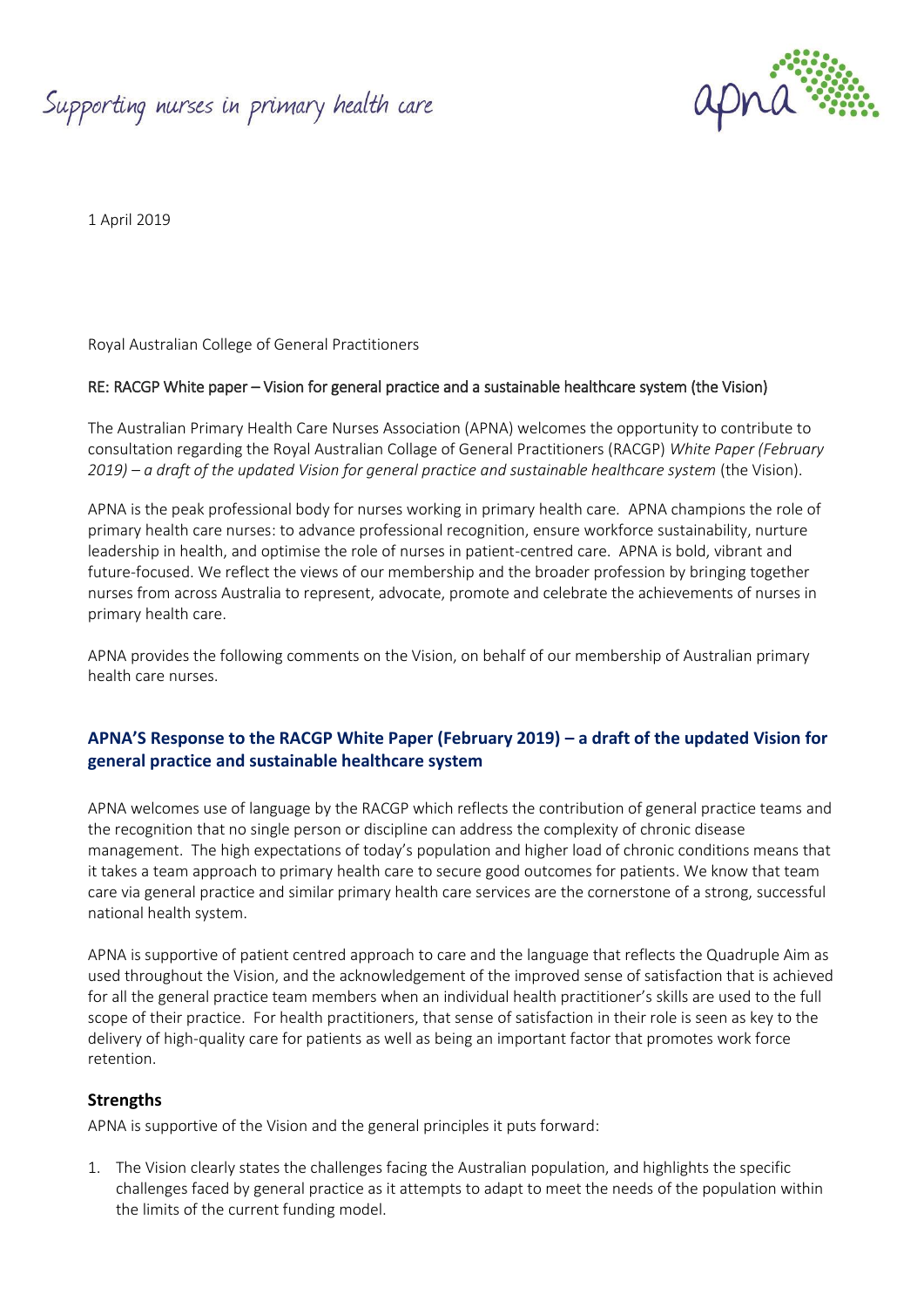Supporting nurses in primary health care

1 April 2019

Royal Australian College of General Practitioners

RE: RACGP White paper – Vision for general practice and a sustainable healthcare system (the Vision)

The Australian Primary Health Care Nurses Association (APNA) welcomes the opportunity to contribute to consultation regarding the Royal Australian Collage of General Practitioners (RACGP) *White Paper (February 2019) – a draft of the updated Vision for general practice and sustainable healthcare system* (the Vision).

APNA is the peak professional body for nurses working in primary health care. APNA champions the role of primary health care nurses: to advance professional recognition, ensure workforce sustainability, nurture leadership in health, and optimise the role of nurses in patient-centred care. APNA is bold, vibrant and future-focused. We reflect the views of our membership and the broader profession by bringing together nurses from across Australia to represent, advocate, promote and celebrate the achievements of nurses in primary health care.

APNA provides the following comments on the Vision, on behalf of our membership of Australian primary health care nurses.

## APNA'S Response to the RACGP White Paper (February 2019) – a draft of the updated Vision for general practice and sustainable healthcare system

APNA welcomes use of language by the RACGP which reflects the contribution of general practice teams and the recognition that no single person or discipline can address the complexity of chronic disease management. The high expectations of today's population and higher load of chronic conditions means that it takes a team approach to primary health care to secure good outcomes for patients. We know that team care via general practice and similar primary health care services are the cornerstone of a strong, successful national health system.

APNA is supportive of patient centred approach to care and the language that reflects the Quadruple Aim as used throughout the Vision, and the acknowledgement of the improved sense of satisfaction that is achieved for all the general practice team members when an individual health practitioner's skills are used to the full scope of their practice. For health practitioners, that sense of satisfaction in their role is seen as key to the delivery of high-quality care for patients as well as being an important factor that promotes work force retention.

### Strengths

APNA is supportive of the Vision and the general principles it puts forward:

1. The Vision clearly states the challenges facing the Australian population, and highlights the specific challenges faced by general practice as it attempts to adapt to meet the needs of the population within the limits of the current funding model.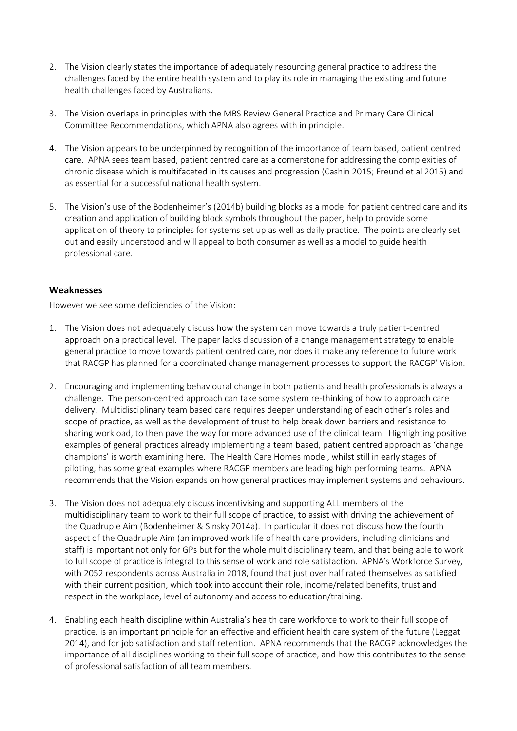2. The Vision clearly states the importance of adequately resourcing general practice to address the challenges faced by the entire health system and to play its role in managing the existing and future health challenges faced by Australians.

3. The Vision overlaps in principles with the MBS Review General Practice and Primary Care Clinical Committee Recommendations, which APNA also agrees with in principle.

4. The Vision appears to be underpinned by recognition of the importance of team based, patient centred care. APNA sees team based, patient centred care as a cornerstone for addressing the complexities of chronic disease which is multifaceted in its causes and progression (Cashin 2015; Freund et al 2015) and as essential for a successful national health system.

5. The Vision's use of the Bodenheimer's (2014b) building blocks as a model for patient centred care and its creation and application of building block symbols throughout the paper, help to provide some application of theory to principles for systems set up as well as daily practice. The points are clearly set out and easily understood and will appeal to both consumer as well as a model to guide health professional care.

### Weaknesses

However we see some deficiencies of the Vision:

1. The Vision does not adequately discuss how the system can move towards a truly patient-centred approach on a practical level. The paper lacks discussion of a change management strategy to enable general practice to move towards patient centred care, nor does it make any reference to future work that RACGP has planned for a coordinated change management processes to support the RACGP' Vision.

2. Encouraging and implementing behavioural change in both patients and health professionals is always a challenge. The person-centred approach can take some system re-thinking of how to approach care delivery. Multidisciplinary team based care requires deeper understanding of each other's roles and scope of practice, as well as the development of trust to help break down barriers and resistance to sharing workload, to then pave the way for more advanced use of the clinical team. Highlighting positive examples of general practices already implementing a team based, patient centred approach as 'change champions' is worth examining here. The Health Care Homes model, whilst still in early stages of piloting, has some great examples where RACGP members are leading high performing teams. APNA recommends that the Vision expands on how general practices may implement systems and behaviours.

3. The Vision does not adequately discuss incentivising and supporting ALL members of the multidisciplinary team to work to their full scope of practice, to assist with driving the achievement of the Quadruple Aim (Bodenheimer & Sinsky 2014a). In particular it does not discuss how the fourth aspect of the Quadruple Aim (an improved work life of health care providers, including clinicians and staff) is important not only for GPs but for the whole multidisciplinary team, and that being able to work to full scope of practice is integral to this sense of work and role satisfaction. APNA's Workforce Survey, with 2052 respondents across Australia in 2018, found that just over half rated themselves as satisfied with their current position, which took into account their role, income/related benefits, trust and respect in the workplace, level of autonomy and access to education/training.

4. Enabling each health discipline within Australia's health care workforce to work to their full scope of practice, is an important principle for an effective and efficient health care system of the future (Leggat 2014), and for job satisfaction and staff retention. APNA recommends that the RACGP acknowledges the importance of all disciplines working to their full scope of practice, and how this contributes to the sense of professional satisfaction of <u>all</u> team members.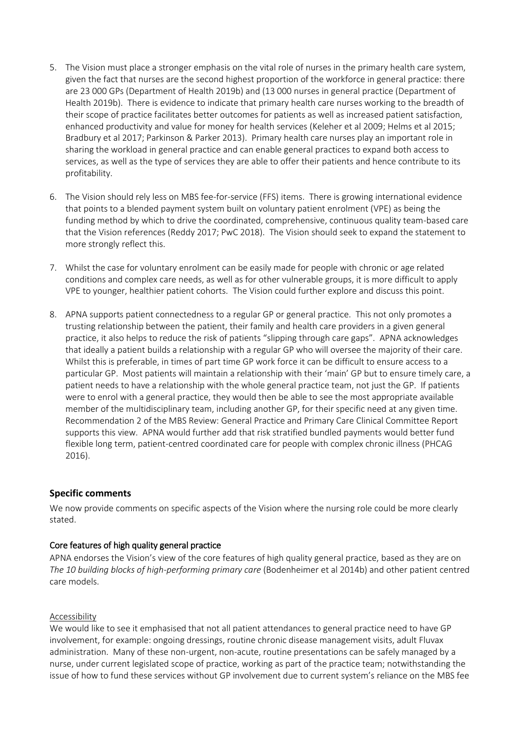5. The Vision must place a stronger emphasis on the vital role of nurses in the primary health care system, given the fact that nurses are the second highest proportion of the workforce in general practice: there are 23 000 GPs (Department of Health 2019b) and (13 000 nurses in general practice (Department of Health 2019b). There is evidence to indicate that primary health care nurses working to the breadth of their scope of practice facilitates better outcomes for patients as well as increased patient satisfaction, enhanced productivity and value for money for health services (Keleher et al 2009; Helms et al 2015; Bradbury et al 2017; Parkinson & Parker 2013). Primary health care nurses play an important role in sharing the workload in general practice and can enable general practices to expand both access to services, as well as the type of services they are able to offer their patients and hence contribute to its profitability.

6. The Vision should rely less on MBS fee-for-service (FFS) items. There is growing international evidence that points to a blended payment system built on voluntary patient enrolment (VPE) as being the funding method by which to drive the coordinated, comprehensive, continuous quality team-based care that the Vision references (Reddy 2017; PwC 2018). The Vision should seek to expand the statement to more strongly reflect this.

7. Whilst the case for voluntary enrolment can be easily made for people with chronic or age related conditions and complex care needs, as well as for other vulnerable groups, it is more difficult to apply VPE to younger, healthier patient cohorts. The Vision could further explore and discuss this point.

8. APNA supports patient connectedness to a regular GP or general practice. This not only promotes a trusting relationship between the patient, their family and health care providers in a given general practice, it also helps to reduce the risk of patients "slipping through care gaps". APNA acknowledges that ideally a patient builds a relationship with a regular GP who will oversee the majority of their care. Whilst this is preferable, in times of part time GP work force it can be difficult to ensure access to a particular GP. Most patients will maintain a relationship with their 'main' GP but to ensure timely care, a patient needs to have a relationship with the whole general practice team, not just the GP. If patients were to enrol with a general practice, they would then be able to see the most appropriate available member of the multidisciplinary team, including another GP, for their specific need at any given time. Recommendation 2 of the MBS Review: General Practice and Primary Care Clinical Committee Report supports this view. APNA would further add that risk stratified bundled payments would better fund flexible long term, patient-centred coordinated care for people with complex chronic illness (PHCAG 2016).

## Specific comments

We now provide comments on specific aspects of the Vision where the nursing role could be more clearly stated.

### Core features of high quality general practice

APNA endorses the Vision's view of the core features of high quality general practice, based as they are on *The 10 building blocks of high-performing primary care* (Bodenheimer et al 2014b) and other patient centred care models.

#### Accessibility

We would like to see it emphasised that not all patient attendances to general practice need to have GP involvement, for example: ongoing dressings, routine chronic disease management visits, adult Fluvax administration. Many of these non-urgent, non-acute, routine presentations can be safely managed by a nurse, under current legislated scope of practice, working as part of the practice team; notwithstanding the issue of how to fund these services without GP involvement due to current system's reliance on the MBS fee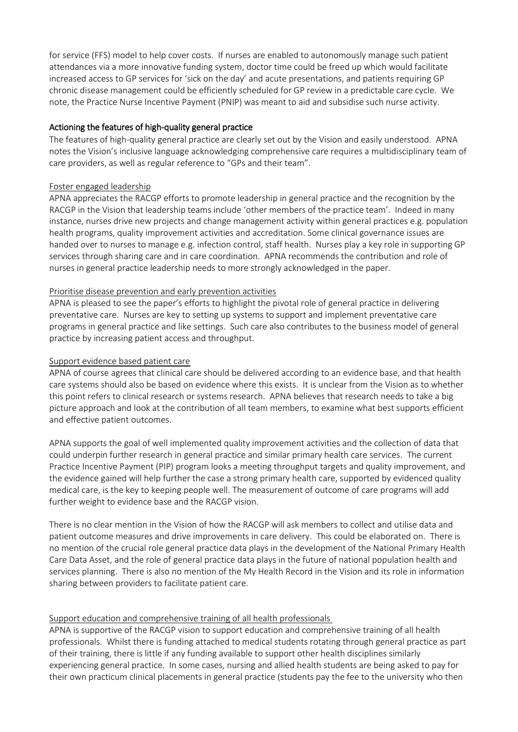for service (FFS) model to help cover costs. If nurses are enabled to autonomously manage such patient attendances via a more innovative funding system, doctor time could be freed up which would facilitate increased access to GP services for 'sick on the day' and acute presentations, and patients requiring GP chronic disease management could be efficiently scheduled for GP review in a predictable care cycle. We note, the Practice Nurse Incentive Payment (PNIP) was meant to aid and subsidise such nurse activity.

## Actioning the features of high-quality general practice

The features of high-quality general practice are clearly set out by the Vision and easily understood. APNA notes the Vision's inclusive language acknowledging comprehensive care requires a multidisciplinary team of care providers, as well as regular reference to "GPs and their team".

### Foster engaged leadership

APNA appreciates the RACGP efforts to promote leadership in general practice and the recognition by the RACGP in the Vision that leadership teams include 'other members of the practice team'. Indeed in many instance, nurses drive new projects and change management activity within general practices e.g. population health programs, quality improvement activities and accreditation. Some clinical governance issues are handed over to nurses to manage e.g. infection control, staff health. Nurses play a key role in supporting GP services through sharing care and in care coordination. APNA recommends the contribution and role of nurses in general practice leadership needs to more strongly acknowledged in the paper.

### Prioritise disease prevention and early prevention activities

APNA is pleased to see the paper's efforts to highlight the pivotal role of general practice in delivering preventative care. Nurses are key to setting up systems to support and implement preventative care programs in general practice and like settings. Such care also contributes to the business model of general practice by increasing patient access and throughput.

### Support evidence based patient care

APNA of course agrees that clinical care should be delivered according to an evidence base, and that health care systems should also be based on evidence where this exists. It is unclear from the Vision as to whether this point refers to clinical research or systems research. APNA believes that research needs to take a big picture approach and look at the contribution of all team members, to examine what best supports efficient and effective patient outcomes.

APNA supports the goal of well implemented quality improvement activities and the collection of data that could underpin further research in general practice and similar primary health care services. The current Practice Incentive Payment (PIP) program looks a meeting throughput targets and quality improvement, and the evidence gained will help further the case a strong primary health care, supported by evidenced quality medical care, is the key to keeping people well. The measurement of outcome of care programs will add further weight to evidence base and the RACGP vision.

There is no clear mention in the Vision of how the RACGP will ask members to collect and utilise data and patient outcome measures and drive improvements in care delivery. This could be elaborated on. There is no mention of the crucial role general practice data plays in the development of the National Primary Health Care Data Asset, and the role of general practice data plays in the future of national population health and services planning. There is also no mention of the My Health Record in the Vision and its role in information sharing between providers to facilitate patient care.

### Support education and comprehensive training of all health professionals

APNA is supportive of the RACGP vision to support education and comprehensive training of all health professionals. Whilst there is funding attached to medical students rotating through general practice as part of their training, there is little if any funding available to support other health disciplines similarly experiencing general practice. In some cases, nursing and allied health students are being asked to pay for their own practicum clinical placements in general practice (students pay the fee to the university who then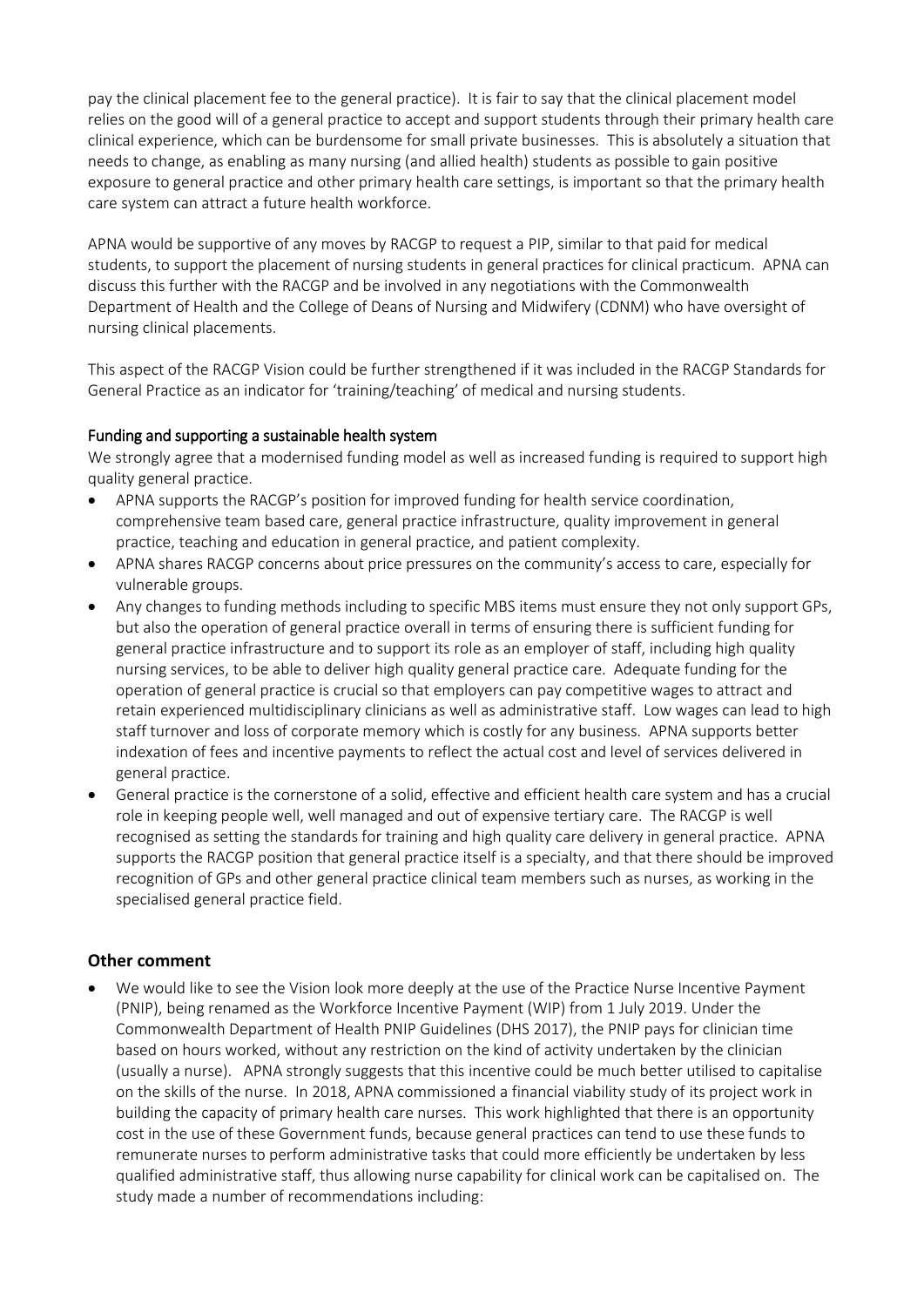pay the clinical placement fee to the general practice). It is fair to say that the clinical placement model relies on the good will of a general practice to accept and support students through their primary health care clinical experience, which can be burdensome for small private businesses. This is absolutely a situation that needs to change, as enabling as many nursing (and allied health) students as possible to gain positive exposure to general practice and other primary health care settings, is important so that the primary health care system can attract a future health workforce.

APNA would be supportive of any moves by RACGP to request a PIP, similar to that paid for medical students, to support the placement of nursing students in general practices for clinical practicum. APNA can discuss this further with the RACGP and be involved in any negotiations with the Commonwealth Department of Health and the College of Deans of Nursing and Midwifery (CDNM) who have oversight of nursing clinical placements.

This aspect of the RACGP Vision could be further strengthened if it was included in the RACGP Standards for General Practice as an indicator for 'training/teaching' of medical and nursing students.

#### Funding and supporting a sustainable health system

We strongly agree that a modernised funding model as well as increased funding is required to support high quality general practice.

- APNA supports the RACGP's position for improved funding for health service coordination, comprehensive team based care, general practice infrastructure, quality improvement in general practice, teaching and education in general practice, and patient complexity.
- APNA shares RACGP concerns about price pressures on the community's access to care, especially for vulnerable groups.
- Any changes to funding methods including to specific MBS items must ensure they not only support GPs, but also the operation of general practice overall in terms of ensuring there is sufficient funding for general practice infrastructure and to support its role as an employer of staff, including high quality nursing services, to be able to deliver high quality general practice care. Adequate funding for the operation of general practice is crucial so that employers can pay competitive wages to attract and retain experienced multidisciplinary clinicians as well as administrative staff. Low wages can lead to high staff turnover and loss of corporate memory which is costly for any business. APNA supports better indexation of fees and incentive payments to reflect the actual cost and level of services delivered in general practice.
- General practice is the cornerstone of a solid, effective and efficient health care system and has a crucial role in keeping people well, well managed and out of expensive tertiary care. The RACGP is well recognised as setting the standards for training and high quality care delivery in general practice. APNA supports the RACGP position that general practice itself is a specialty, and that there should be improved recognition of GPs and other general practice clinical team members such as nurses, as working in the specialised general practice field.

### Other comment

- We would like to see the Vision look more deeply at the use of the Practice Nurse Incentive Payment (PNIP), being renamed as the Workforce Incentive Payment (WIP) from 1 July 2019. Under the Commonwealth Department of Health PNIP Guidelines (DHS 2017), the PNIP pays for clinician time based on hours worked, without any restriction on the kind of activity undertaken by the clinician (usually a nurse). APNA strongly suggests that this incentive could be much better utilised to capitalise on the skills of the nurse. In 2018, APNA commissioned a financial viability study of its project work in building the capacity of primary health care nurses. This work highlighted that there is an opportunity cost in the use of these Government funds, because general practices can tend to use these funds to remunerate nurses to perform administrative tasks that could more efficiently be undertaken by less qualified administrative staff, thus allowing nurse capability for clinical work can be capitalised on. The study made a number of recommendations including: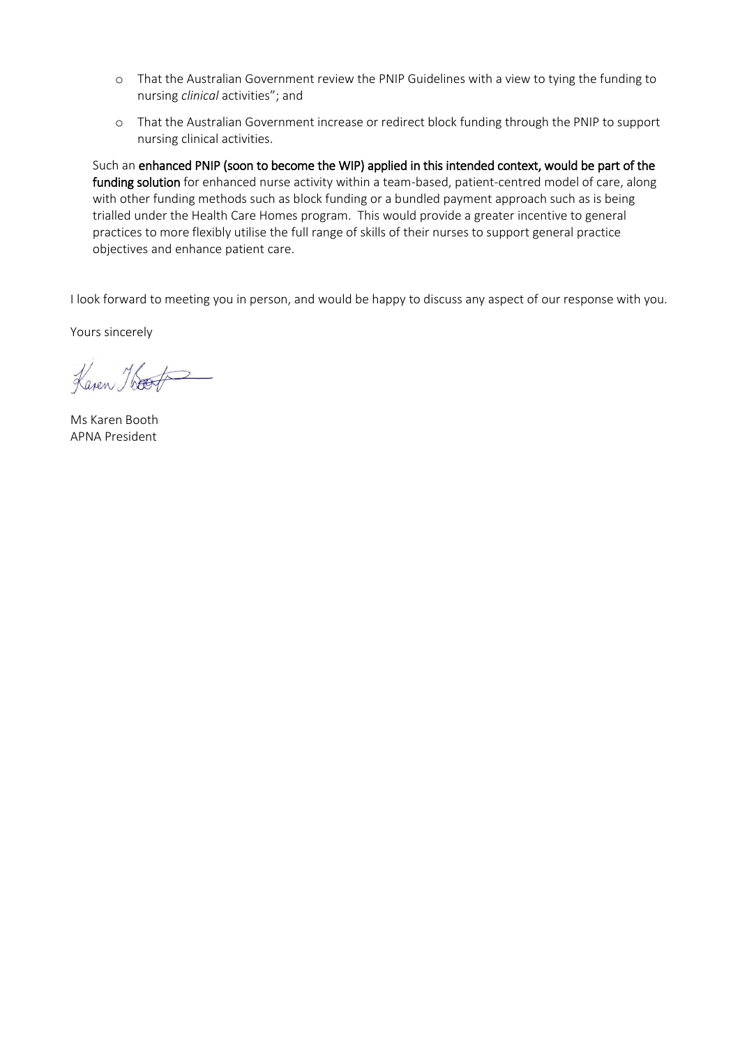- That the Australian Government review the PNIP Guidelines with a view to tying the funding to nursing *clinical* activities"; and
- That the Australian Government increase or redirect block funding through the PNIP to support nursing clinical activities.

Such an **enhanced PNIP (soon to become the WIP) applied in this intended context, would be part of the funding solution** for enhanced nurse activity within a team-based, patient-centred model of care, along with other funding methods such as block funding or a bundled payment approach such as is being trialled under the Health Care Homes program. This would provide a greater incentive to general practices to more flexibly utilise the full range of skills of their nurses to support general practice objectives and enhance patient care.

I look forward to meeting you in person, and would be happy to discuss any aspect of our response with you.

Yours sincerely

Ms Karen Booth
APNA President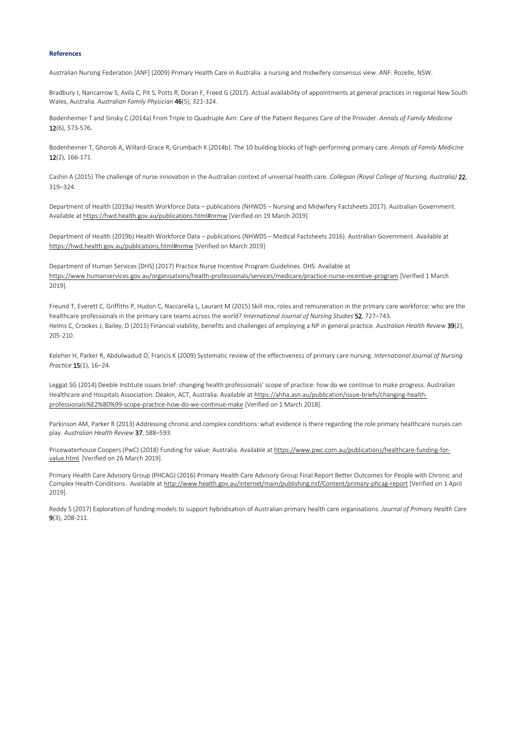**References**

Australian Nursing Federation [ANF] (2009) Primary Health Care in Australia: a nursing and midwifery consensus view. ANF: Rozelle, NSW.

Bradbury J, Nancarrow S, Avila C, Pit S, Potts R, Doran F, Freed G (2017). Actual availability of appointments at general practices in regional New South Wales, Australia. *Australian Family Physician* **46**(5), 321-324.

Bodenheimer T and Sinsky C (2014a) From Triple to Quadruple Aim: Care of the Patient Requires Care of the Provider. *Annals of Family Medicine* **12**(6), 573-576.

Bodenheimer T, Ghorob A, Willard-Grace R, Grumbach K (2014b). The 10 building blocks of high-performing primary care. *Annals of Family Medicine* **12**(2), 166-171.

Cashin A (2015) The challenge of nurse innovation in the Australian context of universal health care. *Collegian (Royal College of Nursing, Australia)* **22**, 319–324.

Department of Health (2019a) Health Workforce Data – publications (NHWDS – Nursing and Midwifery Factsheets 2017). Australian Government. Available at https://hwd.health.gov.au/publications.html#nrmw [Verified on 19 March 2019]

Department of Health (2019b) Health Workforce Data – publications (NHWDS – Medical Factsheets 2016). Australian Government. Available at https://hwd.health.gov.au/publications.html#nrmw [Verified on March 2019]

Department of Human Services [DHS] (2017) Practice Nurse Incentive Program Guidelines. DHS. Available at https://www.humanservices.gov.au/organisations/health-professionals/services/medicare/practice-nurse-incentive-program [Verified 1 March 2019].

Freund T, Everett C, Griffiths P, Hudon C, Naccarella L, Laurant M (2015) Skill mix, roles and remuneration in the primary care workforce: who are the healthcare professionals in the primary care teams across the world? *International Journal of Nursing Studies* **52**, 727–743.
Helms C, Crookes J, Bailey, D (2015) Financial viability, benefits and challenges of employing a NP in general practice. *Australian Health Review* **39**(2), 205-210.

Keleher H, Parker R, Abdulwadud O, Francis K (2009) Systematic review of the effectiveness of primary care nursing. *International Journal of Nursing Practice* **15**(1), 16–24.

Leggat SG (2014) Deeble Institute issues brief: changing health professionals' scope of practice: how do we continue to make progress. Australian Healthcare and Hospitals Association: Deakin, ACT, Australia. Available at https://ahha.asn.au/publication/issue-briefs/changing-health-professionals%E2%80%99-scope-practice-how-do-we-continue-make [Verified on 1 March 2018].

Parkinson AM, Parker R (2013) Addressing chronic and complex conditions: what evidence is there regarding the role primary healthcare nurses can play. *Australian Health Review* **37**, 588–593.

Pricewaterhouse Coopers (PwC) (2018) Funding for value: Australia. Available at https://www.pwc.com.au/publications/healthcare-funding-for-value.html [Verified on 26 March 2019].

Primary Health Care Advisory Group (PHCAG) (2016) Primary Health Care Advisory Group Final Report Better Outcomes for People with Chronic and Complex Health Conditions. Available at http://www.health.gov.au/internet/main/publishing.nsf/Content/primary-phcag-report [Verified on 1 April 2019].

Reddy S (2017) Exploration of funding models to support hybridisation of Australian primary health care organisations. *Journal of Primary Health Care* **9**(3), 208-211.